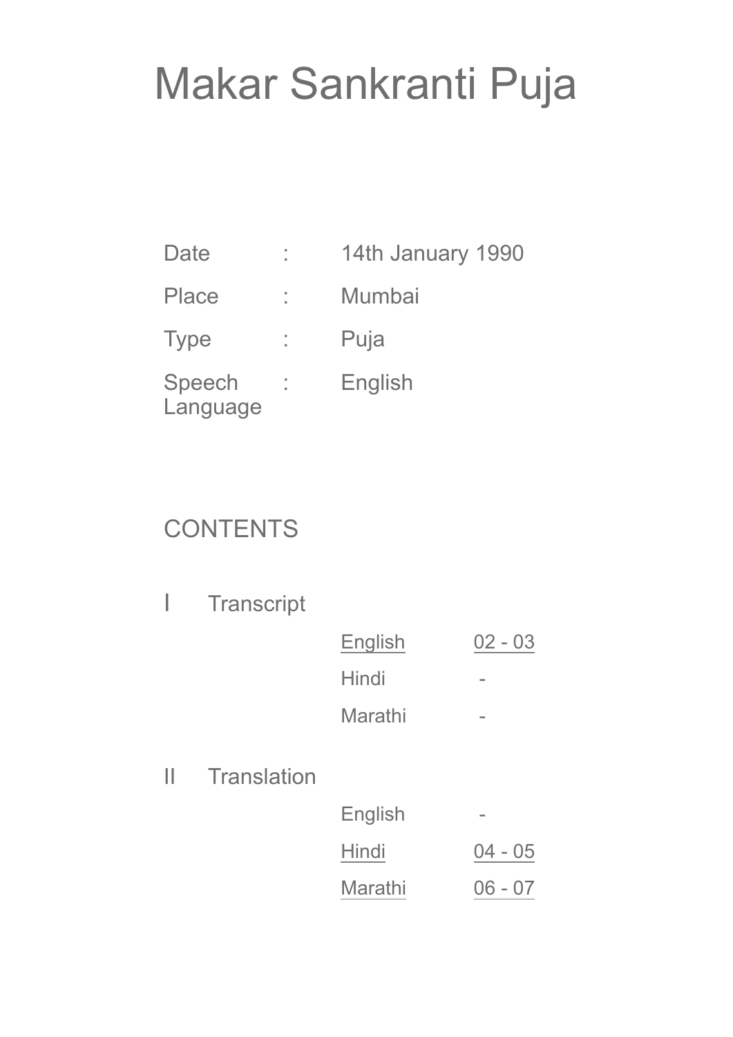# Makar Sankranti Puja

| | | |
|---|---|---|
| Date | : | 14th January 1990 |
| Place | : | Mumbai |
| Type | : | Puja |
| Speech Language | : | English |

## CONTENTS

### I Transcript

| | |
|---|---|
| English | 02 - 03 |
| Hindi | - |
| Marathi | - |

### II Translation

| | |
|---|---|
| English | - |
| Hindi | 04 - 05 |
| Marathi | 06 - 07 |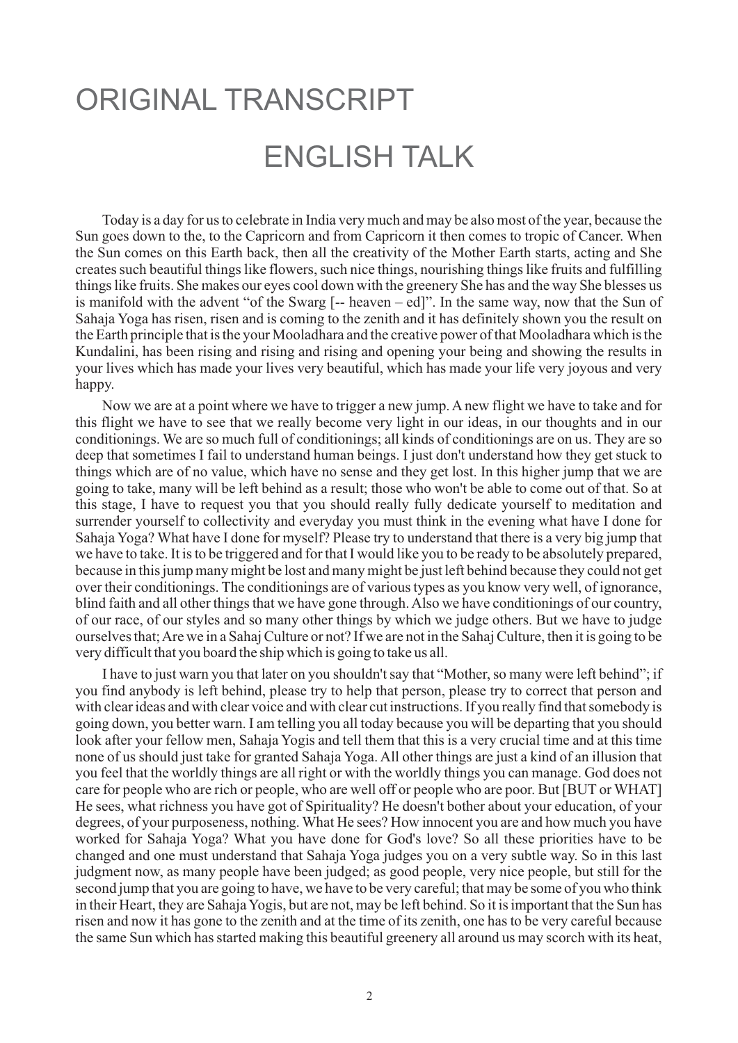# ORIGINAL TRANSCRIPT

## ENGLISH TALK

Today is a day for us to celebrate in India very much and may be also most of the year, because the Sun goes down to the, to the Capricorn and from Capricorn it then comes to tropic of Cancer. When the Sun comes on this Earth back, then all the creativity of the Mother Earth starts, acting and She creates such beautiful things like flowers, such nice things, nourishing things like fruits and fulfilling things like fruits. She makes our eyes cool down with the greenery She has and the way She blesses us is manifold with the advent "of the Swarg [-- heaven – ed]". In the same way, now that the Sun of Sahaja Yoga has risen, risen and is coming to the zenith and it has definitely shown you the result on the Earth principle that is the your Mooladhara and the creative power of that Mooladhara which is the Kundalini, has been rising and rising and rising and opening your being and showing the results in your lives which has made your lives very beautiful, which has made your life very joyous and very happy.

Now we are at a point where we have to trigger a new jump. A new flight we have to take and for this flight we have to see that we really become very light in our ideas, in our thoughts and in our conditionings. We are so much full of conditionings; all kinds of conditionings are on us. They are so deep that sometimes I fail to understand human beings. I just don't understand how they get stuck to things which are of no value, which have no sense and they get lost. In this higher jump that we are going to take, many will be left behind as a result; those who won't be able to come out of that. So at this stage, I have to request you that you should really fully dedicate yourself to meditation and surrender yourself to collectivity and everyday you must think in the evening what have I done for Sahaja Yoga? What have I done for myself? Please try to understand that there is a very big jump that we have to take. It is to be triggered and for that I would like you to be ready to be absolutely prepared, because in this jump many might be lost and many might be just left behind because they could not get over their conditionings. The conditionings are of various types as you know very well, of ignorance, blind faith and all other things that we have gone through. Also we have conditionings of our country, of our race, of our styles and so many other things by which we judge others. But we have to judge ourselves that; Are we in a Sahaj Culture or not? If we are not in the Sahaj Culture, then it is going to be very difficult that you board the ship which is going to take us all.

I have to just warn you that later on you shouldn't say that "Mother, so many were left behind"; if you find anybody is left behind, please try to help that person, please try to correct that person and with clear ideas and with clear voice and with clear cut instructions. If you really find that somebody is going down, you better warn. I am telling you all today because you will be departing that you should look after your fellow men, Sahaja Yogis and tell them that this is a very crucial time and at this time none of us should just take for granted Sahaja Yoga. All other things are just a kind of an illusion that you feel that the worldly things are all right or with the worldly things you can manage. God does not care for people who are rich or people, who are well off or people who are poor. But [BUT or WHAT] He sees, what richness you have got of Spirituality? He doesn't bother about your education, of your degrees, of your purposeness, nothing. What He sees? How innocent you are and how much you have worked for Sahaja Yoga? What you have done for God's love? So all these priorities have to be changed and one must understand that Sahaja Yoga judges you on a very subtle way. So in this last judgment now, as many people have been judged; as good people, very nice people, but still for the second jump that you are going to have, we have to be very careful; that may be some of you who think in their Heart, they are Sahaja Yogis, but are not, may be left behind. So it is important that the Sun has risen and now it has gone to the zenith and at the time of its zenith, one has to be very careful because the same Sun which has started making this beautiful greenery all around us may scorch with its heat,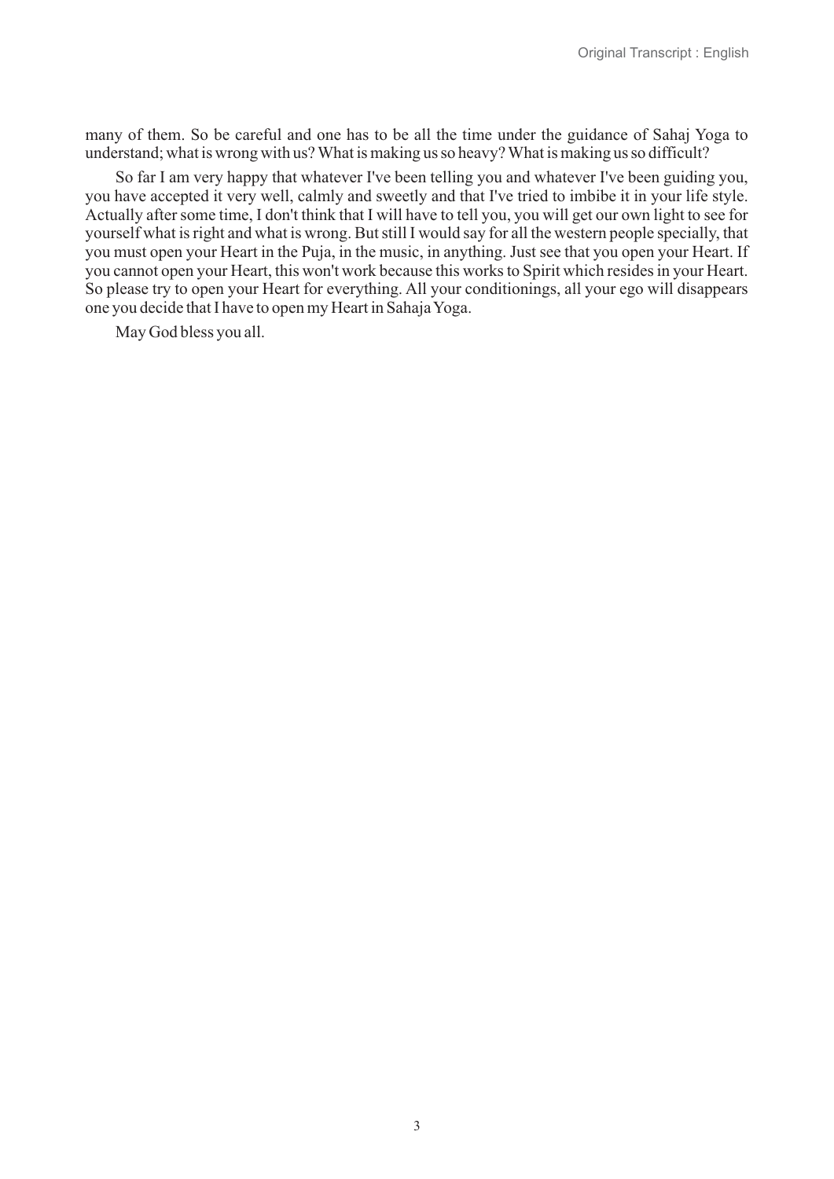many of them. So be careful and one has to be all the time under the guidance of Sahaj Yoga to understand; what is wrong with us? What is making us so heavy? What is making us so difficult?

So far I am very happy that whatever I've been telling you and whatever I've been guiding you, you have accepted it very well, calmly and sweetly and that I've tried to imbibe it in your life style. Actually after some time, I don't think that I will have to tell you, you will get our own light to see for yourself what is right and what is wrong. But still I would say for all the western people specially, that you must open your Heart in the Puja, in the music, in anything. Just see that you open your Heart. If you cannot open your Heart, this won't work because this works to Spirit which resides in your Heart. So please try to open your Heart for everything. All your conditionings, all your ego will disappears one you decide that I have to open my Heart in Sahaja Yoga.

May God bless you all.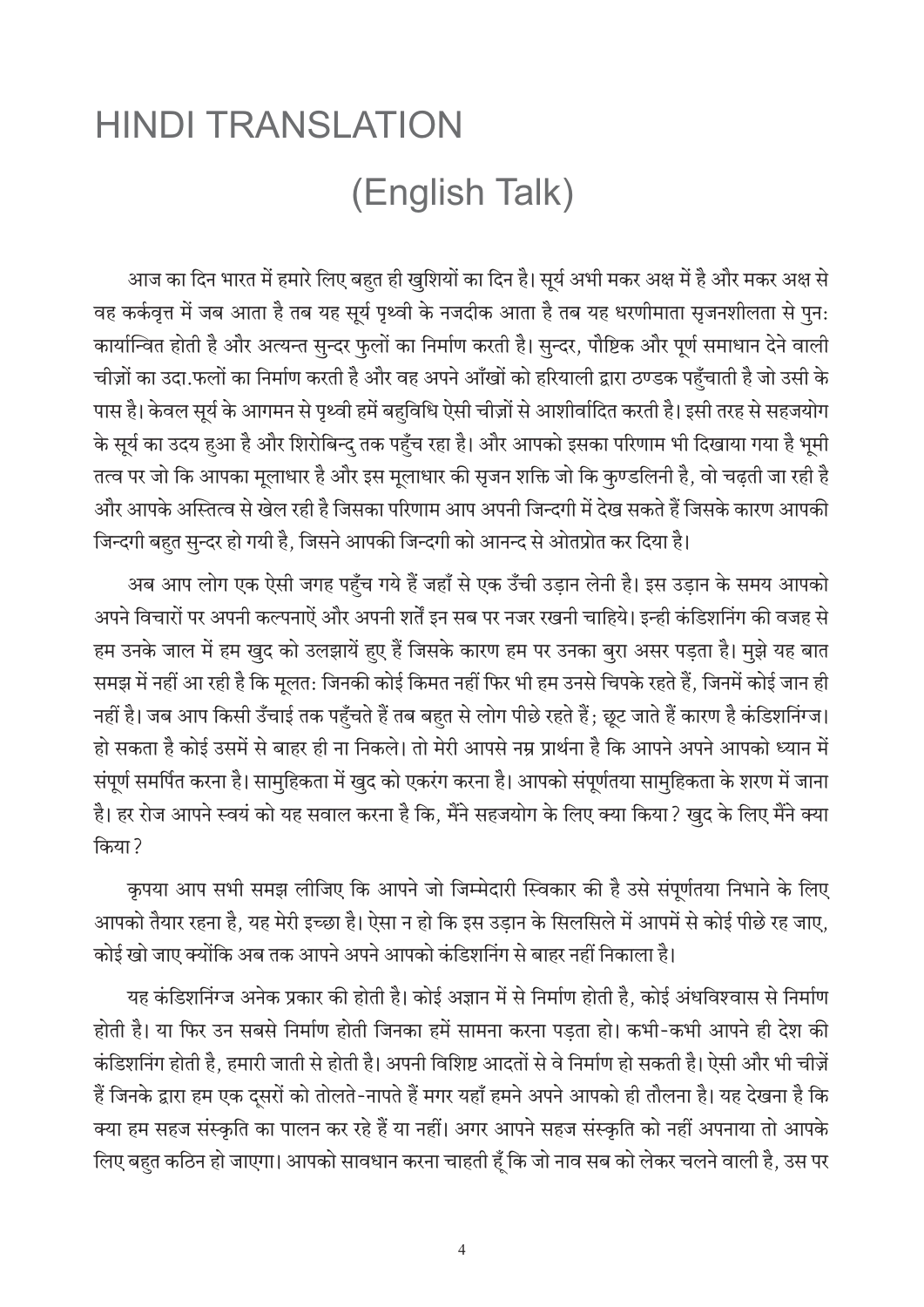# HINDI TRANSLATION

## (English Talk)

आज का दिन भारत में हमारे लिए बहुत ही खुशियों का दिन है। सूर्य अभी मकर अक्ष में है और मकर अक्ष से वह कर्कवृत्त में जब आता है तब यह सूर्य पृथ्वी के नजदीक आता है तब यह धरणीमाता सृजनशीलता से पुन: कार्यान्वित होती है और अत्यन्त सुन्दर फुलों का निर्माण करती है। सुन्दर, पौष्टिक और पूर्ण समाधान देने वाली चीज़ों का उदा.फलों का निर्माण करती है और वह अपने आँखों को हरियाली द्वारा ठण्डक पहुँचाती है जो उसी के पास है। केवल सूर्य के आगमन से पृथ्वी हमें बहुविधि ऐसी चीज़ों से आशीर्वादित करती है। इसी तरह से सहजयोग के सूर्य का उदय हुआ है और शिरोबिन्दु तक पहुँच रहा है। और आपको इसका परिणाम भी दिखाया गया है भूमी तत्व पर जो कि आपका मूलाधार है और इस मूलाधार की सृजन शक्ति जो कि कुण्डलिनी है, वो चढ़ती जा रही है और आपके अस्तित्व से खेल रही है जिसका परिणाम आप अपनी जिन्दगी में देख सकते हैं जिसके कारण आपकी जिन्दगी बहुत सुन्दर हो गयी है, जिसने आपकी जिन्दगी को आनन्द से ओतप्रोत कर दिया है।

अब आप लोग एक ऐसी जगह पहुँच गये हैं जहाँ से एक उँची उड़ान लेनी है। इस उड़ान के समय आपको अपने विचारों पर अपनी कल्पनाऐं और अपनी शर्तें इन सब पर नजर रखनी चाहिये। इन्ही कंडिशनिंग की वजह से हम उनके जाल में हम खुद को उलझायें हुए हैं जिसके कारण हम पर उनका बुरा असर पड़ता है। मुझे यह बात समझ में नहीं आ रही है कि मूलत: जिनकी कोई किमत नहीं फिर भी हम उनसे चिपके रहते हैं, जिनमें कोई जान ही नहीं है। जब आप किसी उँचाई तक पहुँचते हैं तब बहुत से लोग पीछे रहते हैं; छूट जाते हैं कारण है कंडिशनिंग्ज। हो सकता है कोई उसमें से बाहर ही ना निकले। तो मेरी आपसे नम्र प्रार्थना है कि आपने अपने आपको ध्यान में संपूर्ण समर्पित करना है। सामुहिकता में खुद को एकरंग करना है। आपको संपूर्णतया सामुहिकता के शरण में जाना है। हर रोज आपने स्वयं को यह सवाल करना है कि, मैंने सहजयोग के लिए क्या किया? खुद के लिए मैंने क्या किया?

कृपया आप सभी समझ लीजिए कि आपने जो जिम्मेदारी स्विकार की है उसे संपूर्णतया निभाने के लिए आपको तैयार रहना है, यह मेरी इच्छा है। ऐसा न हो कि इस उड़ान के सिलसिले में आपमें से कोई पीछे रह जाए, कोई खो जाए क्योंकि अब तक आपने अपने आपको कंडिशनिंग से बाहर नहीं निकाला है।

यह कंडिशनिंग्ज अनेक प्रकार की होती है। कोई अज्ञान में से निर्माण होती है, कोई अंधविश्वास से निर्माण होती है। या फिर उन सबसे निर्माण होती जिनका हमें सामना करना पड़ता हो। कभी-कभी आपने ही देश की कंडिशनिंग होती है, हमारी जाती से होती है। अपनी विशिष्ट आदतों से वे निर्माण हो सकती है। ऐसी और भी चीज़ें हैं जिनके द्वारा हम एक दूसरों को तोलते-नापते हैं मगर यहाँ हमने अपने आपको ही तौलना है। यह देखना है कि क्या हम सहज संस्कृति का पालन कर रहे हैं या नहीं। अगर आपने सहज संस्कृति को नहीं अपनाया तो आपके लिए बहुत कठिन हो जाएगा। आपको सावधान करना चाहती हूँ कि जो नाव सब को लेकर चलने वाली है, उस पर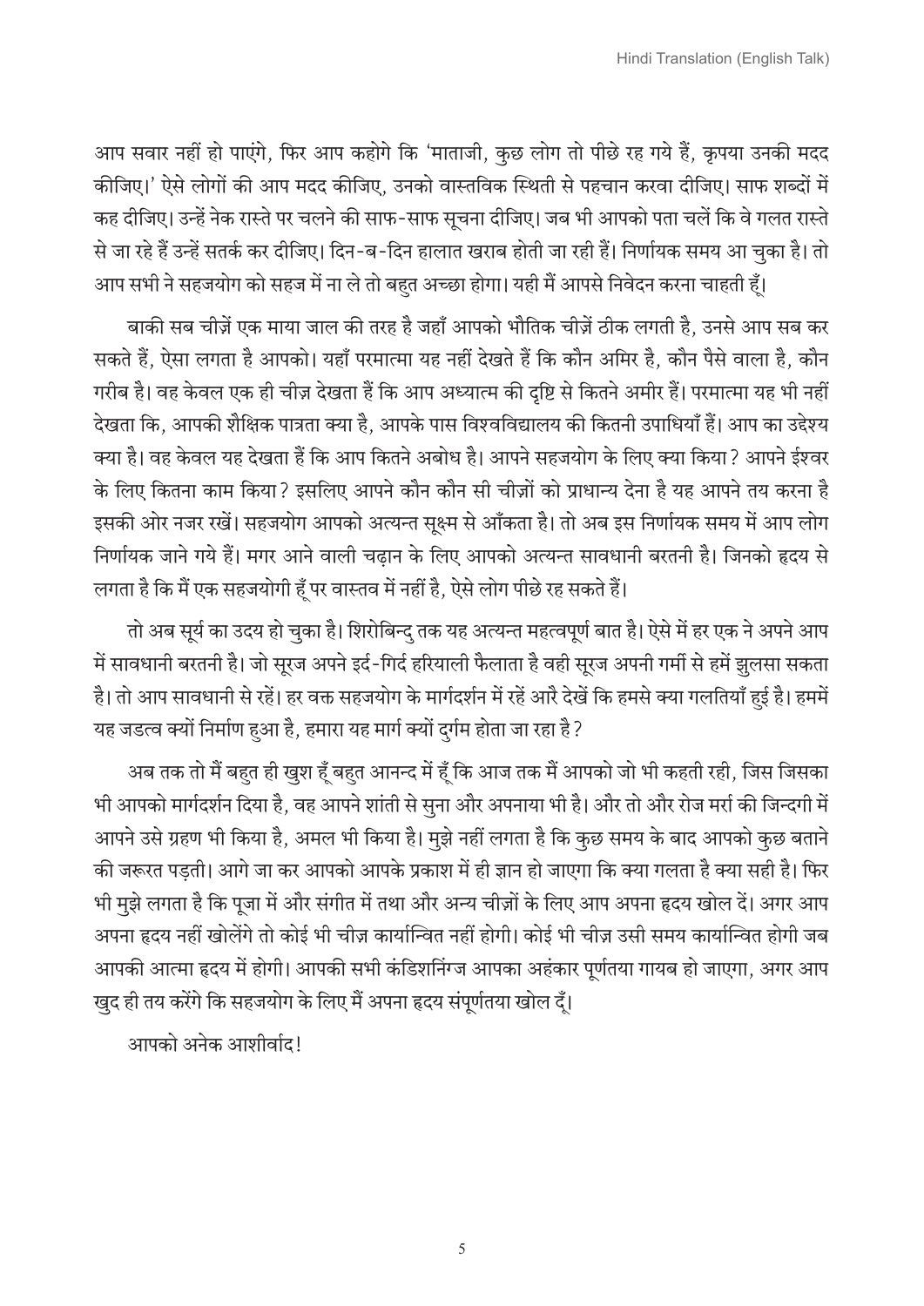आप सवार नहीं हो पाएंगे, फिर आप कहोगे कि 'माताजी, कुछ लोग तो पीछे रह गये हैं, कृपया उनकी मदद कीजिए।' ऐसे लोगों की आप मदद कीजिए, उनको वास्तविक स्थिती से पहचान करवा दीजिए। साफ शब्दों में कह दीजिए। उन्हें नेक रास्ते पर चलने की साफ-साफ सूचना दीजिए। जब भी आपको पता चलें कि वे गलत रास्ते से जा रहे हैं उन्हें सतर्क कर दीजिए। दिन-ब-दिन हालात खराब होती जा रही हैं। निर्णायक समय आ चुका है। तो आप सभी ने सहजयोग को सहज में ना ले तो बहुत अच्छा होगा। यही मैं आपसे निवेदन करना चाहती हूँ।

बाकी सब चीज़ें एक माया जाल की तरह है जहाँ आपको भौतिक चीज़ें ठीक लगती है, उनसे आप सब कर सकते हैं, ऐसा लगता है आपको। यहाँ परमात्मा यह नहीं देखते हैं कि कौन अमिर है, कौन पैसे वाला है, कौन गरीब है। वह केवल एक ही चीज़ देखता हैं कि आप अध्यात्म की दृष्टि से कितने अमीर हैं। परमात्मा यह भी नहीं देखता कि, आपकी शैक्षिक पात्रता क्या है, आपके पास विश्वविद्यालय की कितनी उपाधियाँ हैं। आप का उद्देश्य क्या है। वह केवल यह देखता हैं कि आप कितने अबोध है। आपने सहजयोग के लिए क्या किया? आपने ईश्वर के लिए कितना काम किया? इसलिए आपने कौन कौन सी चीज़ों को प्राधान्य देना है यह आपने तय करना है इसकी ओर नजर रखें। सहजयोग आपको अत्यन्त सूक्ष्म से आँकता है। तो अब इस निर्णायक समय में आप लोग निर्णायक जाने गये हैं। मगर आने वाली चढ़ान के लिए आपको अत्यन्त सावधानी बरतनी है। जिनको हृदय से लगता है कि मैं एक सहजयोगी हूँ पर वास्तव में नहीं है, ऐसे लोग पीछे रह सकते हैं।

तो अब सूर्य का उदय हो चुका है। शिरोबिन्दु तक यह अत्यन्त महत्वपूर्ण बात है। ऐसे में हर एक ने अपने आप में सावधानी बरतनी है। जो सूरज अपने इर्द-गिर्द हरियाली फैलाता है वही सूरज अपनी गर्मी से हमें झुलसा सकता है। तो आप सावधानी से रहें। हर वक्त सहजयोग के मार्गदर्शन में रहें आरै देखें कि हमसे क्या गलतियाँ हुई है। हममें यह जडत्व क्यों निर्माण हुआ है, हमारा यह मार्ग क्यों दुर्गम होता जा रहा है?

अब तक तो मैं बहुत ही खुश हूँ बहुत आनन्द में हूँ कि आज तक मैं आपको जो भी कहती रही, जिस जिसका भी आपको मार्गदर्शन दिया है, वह आपने शांती से सुना और अपनाया भी है। और तो और रोज मर्रा की जिन्दगी में आपने उसे ग्रहण भी किया है, अमल भी किया है। मुझे नहीं लगता है कि कुछ समय के बाद आपको कुछ बताने की जरूरत पड़ती। आगे जा कर आपको आपके प्रकाश में ही ज्ञान हो जाएगा कि क्या गलता है क्या सही है। फिर भी मुझे लगता है कि पूजा में और संगीत में तथा और अन्य चीज़ों के लिए आप अपना हृदय खोल दें। अगर आप अपना हृदय नहीं खोलेंगे तो कोई भी चीज़ कार्यान्वित नहीं होगी। कोई भी चीज़ उसी समय कार्यान्वित होगी जब आपकी आत्मा हृदय में होगी। आपकी सभी कंडिशनिंग्ज आपका अहंकार पूर्णतया गायब हो जाएगा, अगर आप खुद ही तय करेंगे कि सहजयोग के लिए मैं अपना हृदय संपूर्णतया खोल दूँ।

आपको अनेक आशीर्वाद!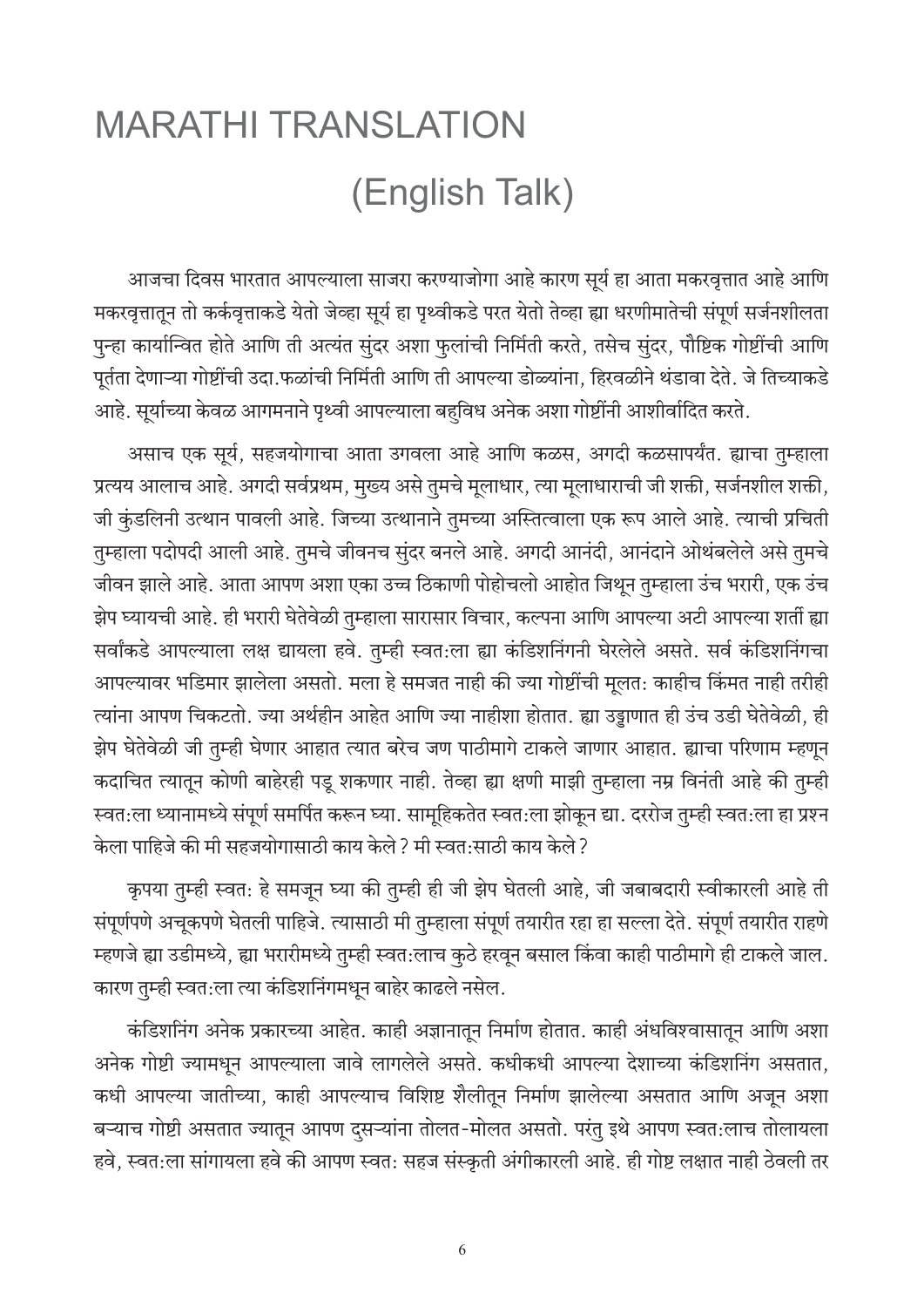# MARATHI TRANSLATION

## (English Talk)

आजचा दिवस भारतात आपल्याला साजरा करण्याजोगा आहे कारण सूर्य हा आता मकरवृत्तात आहे आणि मकरवृत्तातून तो कर्कवृत्ताकडे येतो जेव्हा सूर्य हा पृथ्वीकडे परत येतो तेव्हा ह्या धरणीमातेची संपूर्ण सर्जनशीलता पुन्हा कार्यान्वित होते आणि ती अत्यंत सुंदर अशा फुलांची निर्मिती करते, तसेच सुंदर, पौष्टिक गोष्टींची आणि पूर्तता देणाऱ्या गोष्टींची उदा.फळांची निर्मिती आणि ती आपल्या डोळ्यांना, हिरवळीने थंडावा देते. जे तिच्याकडे आहे. सूर्याच्या केवळ आगमनाने पृथ्वी आपल्याला बहुविध अनेक अशा गोष्टींनी आशीर्वादित करते.

असाच एक सूर्य, सहजयोगाचा आता उगवला आहे आणि कळस, अगदी कळसापर्यंत. ह्याचा तुम्हाला प्रत्यय आलाच आहे. अगदी सर्वप्रथम, मुख्य असे तुमचे मूलाधार, त्या मूलाधाराची जी शक्ती, सर्जनशील शक्ती, जी कुंडलिनी उत्थान पावली आहे. जिच्या उत्थानाने तुमच्या अस्तित्वाला एक रूप आले आहे. त्याची प्रचिती तुम्हाला पदोपदी आली आहे. तुमचे जीवनच सुंदर बनले आहे. अगदी आनंदी, आनंदाने ओथंबलेले असे तुमचे जीवन झाले आहे. आता आपण अशा एका उच्च ठिकाणी पोहोचलो आहोत जिथून तुम्हाला उंच भरारी, एक उंच झेप घ्यायची आहे. ही भरारी घेतेवेळी तुम्हाला सारासार विचार, कल्पना आणि आपल्या अटी आपल्या शर्ती ह्या सर्वांकडे आपल्याला लक्ष द्यायला हवे. तुम्ही स्वत:ला ह्या कंडिशनिंगनी घेरलेले असते. सर्व कंडिशनिंगचा आपल्यावर भडिमार झालेला असतो. मला हे समजत नाही की ज्या गोष्टींची मूलत: काहीच किंमत नाही तरीही त्यांना आपण चिकटतो. ज्या अर्थहीन आहेत आणि ज्या नाहीशा होतात. ह्या उड्डाणात ही उंच उडी घेतेवेळी, ही झेप घेतेवेळी जी तुम्ही घेणार आहात त्यात बरेच जण पाठीमागे टाकले जाणार आहात. ह्याचा परिणाम म्हणून कदाचित त्यातून कोणी बाहेरही पडू शकणार नाही. तेव्हा ह्या क्षणी माझी तुम्हाला नम्र विनंती आहे की तुम्ही स्वत:ला ध्यानामध्ये संपूर्ण समर्पित करून घ्या. सामूहिकतेत स्वत:ला झोकून द्या. दररोज तुम्ही स्वत:ला हा प्रश्न केला पाहिजे की मी सहजयोगासाठी काय केले ? मी स्वत:साठी काय केले ?

कृपया तुम्ही स्वत: हे समजून घ्या की तुम्ही ही जी झेप घेतली आहे, जी जबाबदारी स्वीकारली आहे ती संपूर्णपणे अचूकपणे घेतली पाहिजे. त्यासाठी मी तुम्हाला संपूर्ण तयारीत रहा हा सल्ला देते. संपूर्ण तयारीत राहणे म्हणजे ह्या उडीमध्ये, ह्या भरारीमध्ये तुम्ही स्वत:लाच कुठे हरवून बसाल किंवा काही पाठीमागे ही टाकले जाल. कारण तुम्ही स्वत:ला त्या कंडिशनिंगमधून बाहेर काढले नसेल.

कंडिशनिंग अनेक प्रकारच्या आहेत. काही अज्ञानातून निर्माण होतात. काही अंधविश्वासातून आणि अशा अनेक गोष्टी ज्यामधून आपल्याला जावे लागलेले असते. कधीकधी आपल्या देशाच्या कंडिशनिंग असतात, कधी आपल्या जातीच्या, काही आपल्याच विशिष्ट शैलीतून निर्माण झालेल्या असतात आणि अजून अशा बऱ्याच गोष्टी असतात ज्यातून आपण दुसऱ्यांना तोलत-मोलत असतो. परंतु इथे आपण स्वत:लाच तोलायला हवे, स्वत:ला सांगायला हवे की आपण स्वत: सहज संस्कृती अंगीकारली आहे. ही गोष्ट लक्षात नाही ठेवली तर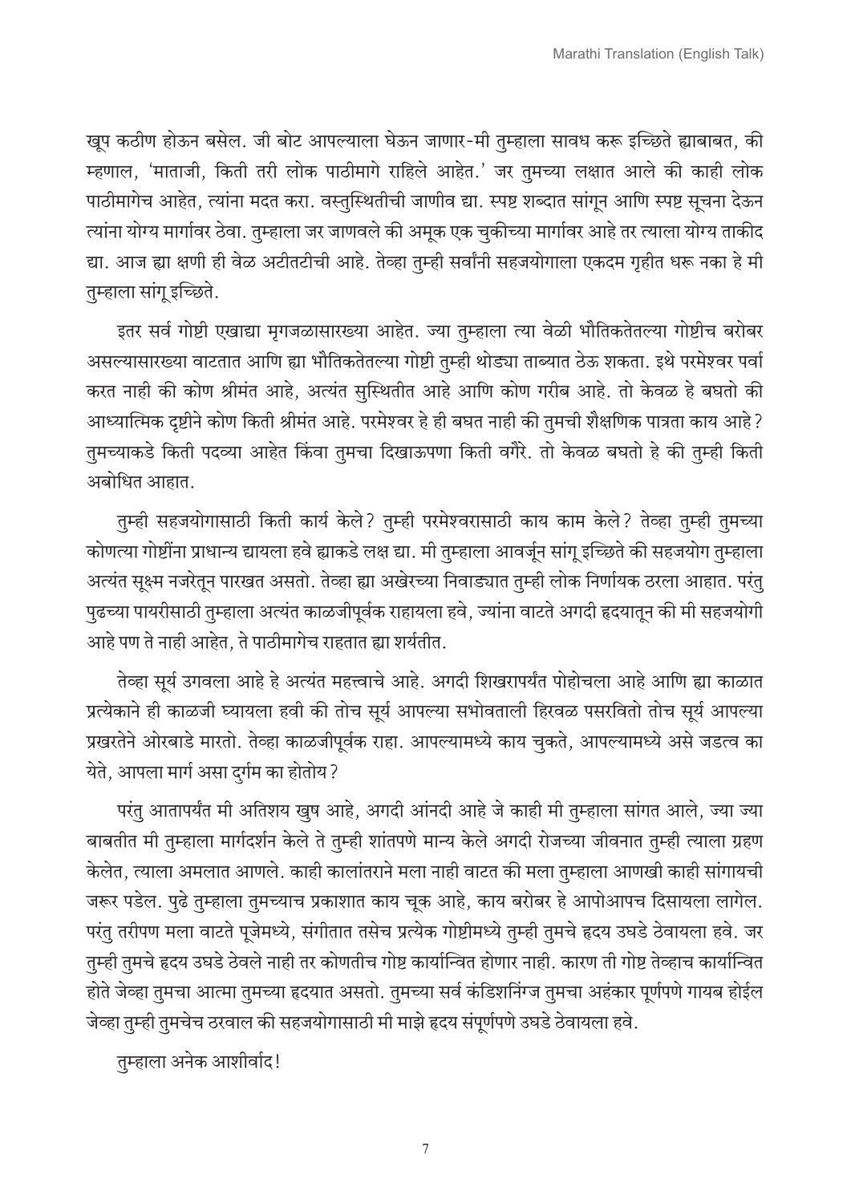खूप कठीण होऊन बसेल. जी बोट आपल्याला घेऊन जाणार-मी तुम्हाला सावध करू इच्छिते ह्याबाबत, की म्हणाल, 'माताजी, किती तरी लोक पाठीमागे राहिले आहेत.' जर तुमच्या लक्षात आले की काही लोक पाठीमागेच आहेत, त्यांना मदत करा. वस्तुस्थितीची जाणीव द्या. स्पष्ट शब्दात सांगून आणि स्पष्ट सूचना देऊन त्यांना योग्य मार्गावर ठेवा. तुम्हाला जर जाणवले की अमूक एक चुकीच्या मार्गावर आहे तर त्याला योग्य ताकीद द्या. आज ह्या क्षणी ही वेळ अटीतटीची आहे. तेव्हा तुम्ही सर्वांनी सहजयोगाला एकदम गृहीत धरू नका हे मी तुम्हाला सांगू इच्छिते.

इतर सर्व गोष्टी एखाद्या मृगजळासारख्या आहेत. ज्या तुम्हाला त्या वेळी भौतिकतेतल्या गोष्टीच बरोबर असल्यासारख्या वाटतात आणि ह्या भौतिकतेतल्या गोष्टी तुम्ही थोड्या ताब्यात ठेऊ शकता. इथे परमेश्वर पर्वा करत नाही की कोण श्रीमंत आहे, अत्यंत सुस्थितीत आहे आणि कोण गरीब आहे. तो केवळ हे बघतो की आध्यात्मिक दृष्टीने कोण किती श्रीमंत आहे. परमेश्वर हे ही बघत नाही की तुमची शैक्षणिक पात्रता काय आहे? तुमच्याकडे किती पदव्या आहेत किंवा तुमचा दिखाऊपणा किती वगैरे. तो केवळ बघतो हे की तुम्ही किती अबोधित आहात.

तुम्ही सहजयोगासाठी किती कार्य केले? तुम्ही परमेश्वरासाठी काय काम केले? तेव्हा तुम्ही तुमच्या कोणत्या गोष्टींना प्राधान्य द्यायला हवे ह्याकडे लक्ष द्या. मी तुम्हाला आवर्जून सांगू इच्छिते की सहजयोग तुम्हाला अत्यंत सूक्ष्म नजरेतून पारखत असतो. तेव्हा ह्या अखेरच्या निवाड्यात तुम्ही लोक निर्णायक ठरला आहात. परंतु पुढच्या पायरीसाठी तुम्हाला अत्यंत काळजीपूर्वक राहायला हवे, ज्यांना वाटते अगदी हृदयातून की मी सहजयोगी आहे पण ते नाही आहेत, ते पाठीमागेच राहतात ह्या शर्यतीत.

तेव्हा सूर्य उगवला आहे हे अत्यंत महत्त्वाचे आहे. अगदी शिखरापर्यंत पोहोचला आहे आणि ह्या काळात प्रत्येकाने ही काळजी घ्यायला हवी की तोच सूर्य आपल्या सभोवताली हिरवळ पसरवितो तोच सूर्य आपल्या प्रखरतेने ओरबाडे मारतो. तेव्हा काळजीपूर्वक राहा. आपल्यामध्ये काय चुकते, आपल्यामध्ये असे जडत्व का येते, आपला मार्ग असा दुर्गम का होतोय?

परंतु आतापर्यंत मी अतिशय खुष आहे, अगदी आंनदी आहे जे काही मी तुम्हाला सांगत आले, ज्या ज्या बाबतीत मी तुम्हाला मार्गदर्शन केले ते तुम्ही शांतपणे मान्य केले अगदी रोजच्या जीवनात तुम्ही त्याला ग्रहण केलेत, त्याला अमलात आणले. काही कालांतराने मला नाही वाटत की मला तुम्हाला आणखी काही सांगायची जरूर पडेल. पुढे तुम्हाला तुमच्याच प्रकाशात काय चूक आहे, काय बरोबर हे आपोआपच दिसायला लागेल. परंतु तरीपण मला वाटते पूजेमध्ये, संगीतात तसेच प्रत्येक गोष्टीमध्ये तुम्ही तुमचे हृदय उघडे ठेवायला हवे. जर तुम्ही तुमचे हृदय उघडे ठेवले नाही तर कोणतीच गोष्ट कार्यान्वित होणार नाही. कारण ती गोष्ट तेव्हाच कार्यान्वित होते जेव्हा तुमचा आत्मा तुमच्या हृदयात असतो. तुमच्या सर्व कंडिशनिंग्ज तुमचा अहंकार पूर्णपणे गायब होईल जेव्हा तुम्ही तुमचेच ठरवाल की सहजयोगासाठी मी माझे हृदय संपूर्णपणे उघडे ठेवायला हवे.

तुम्हाला अनेक आशीर्वाद!